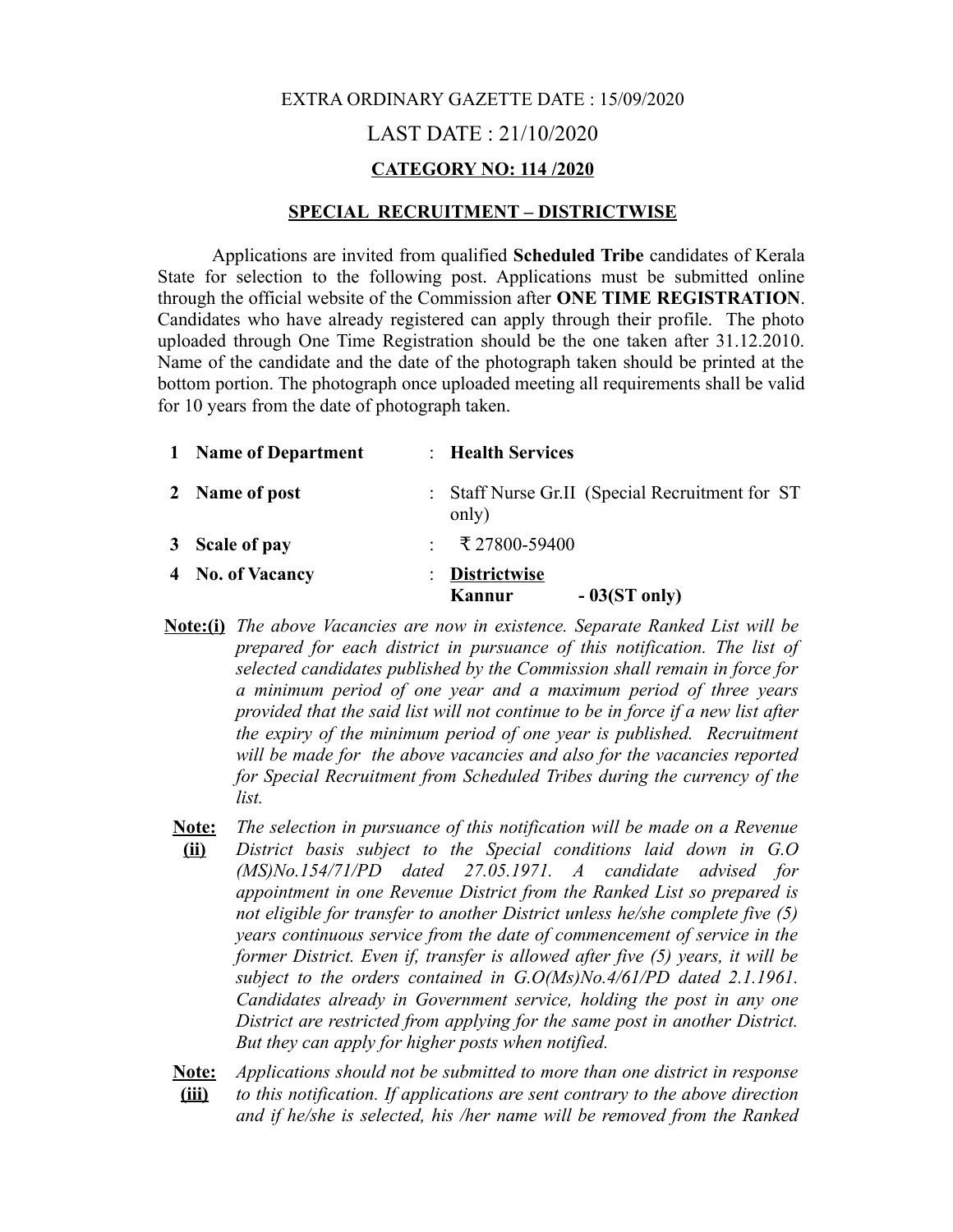EXTRA ORDINARY GAZETTE DATE : 15/09/2020

LAST DATE : 21/10/2020

**CATEGORY NO: 114 /2020**

**SPECIAL RECRUITMENT – DISTRICTWISE**

Applications are invited from qualified **Scheduled Tribe** candidates of Kerala State for selection to the following post. Applications must be submitted online through the official website of the Commission after **ONE TIME REGISTRATION**. Candidates who have already registered can apply through their profile. The photo uploaded through One Time Registration should be the one taken after 31.12.2010. Name of the candidate and the date of the photograph taken should be printed at the bottom portion. The photograph once uploaded meeting all requirements shall be valid for 10 years from the date of photograph taken.

| | | | |
|---|---|---|---|
| **1** | **Name of Department** | : | **Health Services** |
| **2** | **Name of post** | : | Staff Nurse Gr.II (Special Recruitment for ST only) |
| **3** | **Scale of pay** | : | ₹ 27800-59400 |
| **4** | **No. of Vacancy** | : | **Districtwise**<br>**Kannur - 03(ST only)** |

**Note:(i)** *The above Vacancies are now in existence. Separate Ranked List will be prepared for each district in pursuance of this notification. The list of selected candidates published by the Commission shall remain in force for a minimum period of one year and a maximum period of three years provided that the said list will not continue to be in force if a new list after the expiry of the minimum period of one year is published. Recruitment will be made for the above vacancies and also for the vacancies reported for Special Recruitment from Scheduled Tribes during the currency of the list.*

**Note: (ii)** *The selection in pursuance of this notification will be made on a Revenue District basis subject to the Special conditions laid down in G.O (MS)No.154/71/PD dated 27.05.1971. A candidate advised for appointment in one Revenue District from the Ranked List so prepared is not eligible for transfer to another District unless he/she complete five (5) years continuous service from the date of commencement of service in the former District. Even if, transfer is allowed after five (5) years, it will be subject to the orders contained in G.O(Ms)No.4/61/PD dated 2.1.1961. Candidates already in Government service, holding the post in any one District are restricted from applying for the same post in another District. But they can apply for higher posts when notified.*

**Note: (iii)** *Applications should not be submitted to more than one district in response to this notification. If applications are sent contrary to the above direction and if he/she is selected, his /her name will be removed from the Ranked*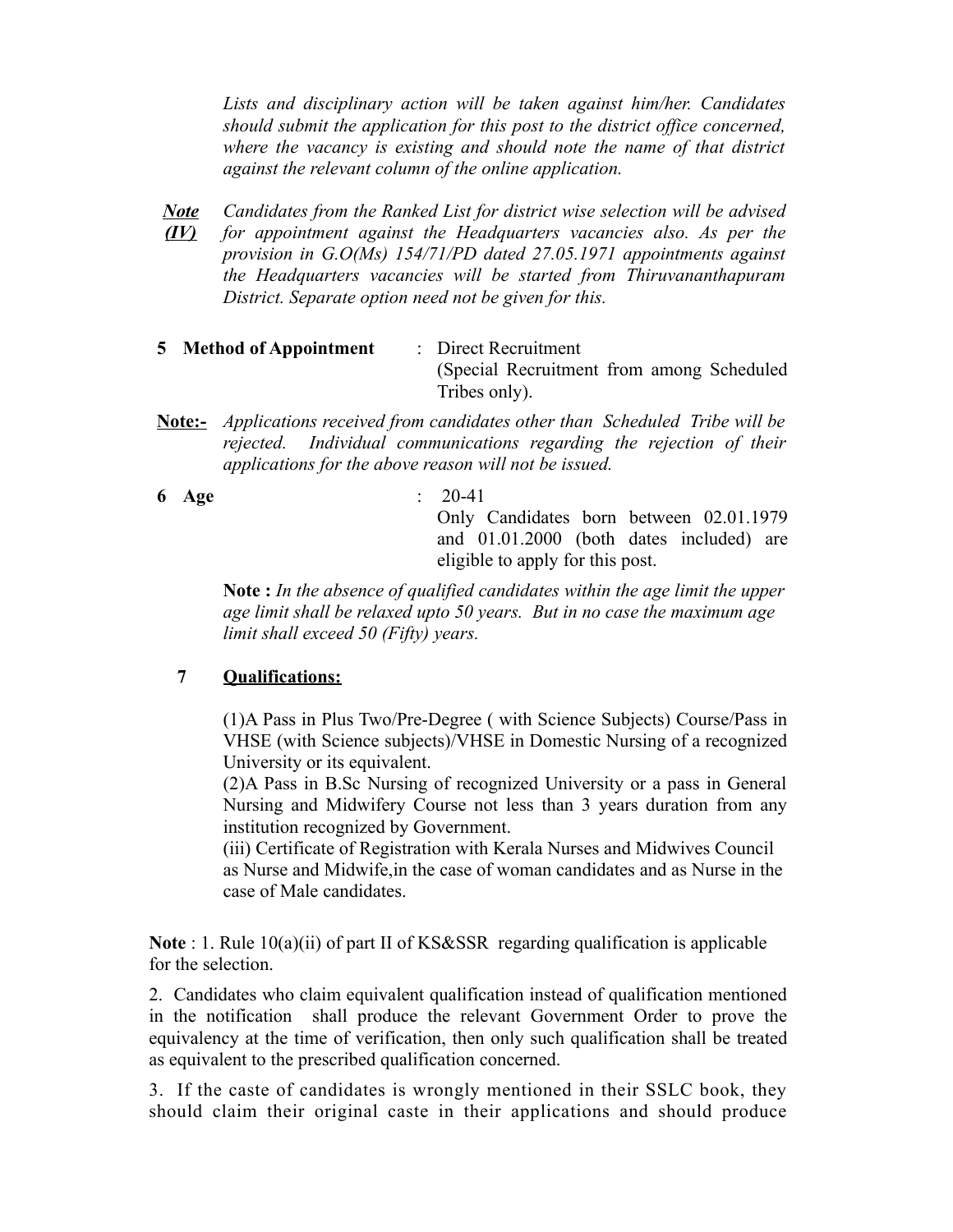*Lists and disciplinary action will be taken against him/her. Candidates should submit the application for this post to the district office concerned, where the vacancy is existing and should note the name of that district against the relevant column of the online application.*

***Note (IV)*** *Candidates from the Ranked List for district wise selection will be advised for appointment against the Headquarters vacancies also. As per the provision in G.O(Ms) 154/71/PD dated 27.05.1971 appointments against the Headquarters vacancies will be started from Thiruvananthapuram District. Separate option need not be given for this.*

**5 Method of Appointment** : Direct Recruitment (Special Recruitment from among Scheduled Tribes only).

**Note:-** *Applications received from candidates other than Scheduled Tribe will be rejected. Individual communications regarding the rejection of their applications for the above reason will not be issued.*

**6 Age** : 20-41
Only Candidates born between 02.01.1979 and 01.01.2000 (both dates included) are eligible to apply for this post.

**Note :** *In the absence of qualified candidates within the age limit the upper age limit shall be relaxed upto 50 years. But in no case the maximum age limit shall exceed 50 (Fifty) years.*

**7 Qualifications:**

(1)A Pass in Plus Two/Pre-Degree ( with Science Subjects) Course/Pass in VHSE (with Science subjects)/VHSE in Domestic Nursing of a recognized University or its equivalent.

(2)A Pass in B.Sc Nursing of recognized University or a pass in General Nursing and Midwifery Course not less than 3 years duration from any institution recognized by Government.

(iii) Certificate of Registration with Kerala Nurses and Midwives Council as Nurse and Midwife,in the case of woman candidates and as Nurse in the case of Male candidates.

**Note** : 1. Rule 10(a)(ii) of part II of KS&SSR regarding qualification is applicable for the selection.

2. Candidates who claim equivalent qualification instead of qualification mentioned in the notification shall produce the relevant Government Order to prove the equivalency at the time of verification, then only such qualification shall be treated as equivalent to the prescribed qualification concerned.

3. If the caste of candidates is wrongly mentioned in their SSLC book, they should claim their original caste in their applications and should produce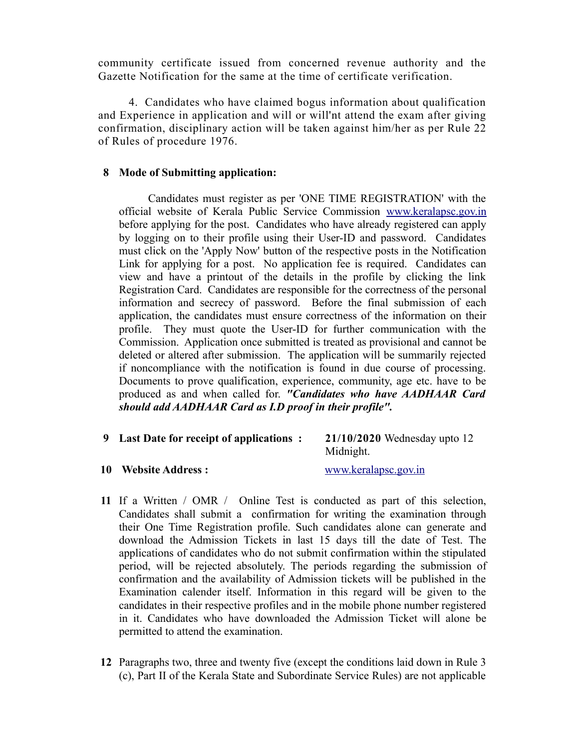community certificate issued from concerned revenue authority and the Gazette Notification for the same at the time of certificate verification.

4. Candidates who have claimed bogus information about qualification and Experience in application and will or will'nt attend the exam after giving confirmation, disciplinary action will be taken against him/her as per Rule 22 of Rules of procedure 1976.

**8 Mode of Submitting application:**

Candidates must register as per 'ONE TIME REGISTRATION' with the official website of Kerala Public Service Commission www.keralapsc.gov.in before applying for the post. Candidates who have already registered can apply by logging on to their profile using their User-ID and password. Candidates must click on the 'Apply Now' button of the respective posts in the Notification Link for applying for a post. No application fee is required. Candidates can view and have a printout of the details in the profile by clicking the link Registration Card. Candidates are responsible for the correctness of the personal information and secrecy of password. Before the final submission of each application, the candidates must ensure correctness of the information on their profile. They must quote the User-ID for further communication with the Commission. Application once submitted is treated as provisional and cannot be deleted or altered after submission. The application will be summarily rejected if noncompliance with the notification is found in due course of processing. Documents to prove qualification, experience, community, age etc. have to be produced as and when called for. ***"Candidates who have AADHAAR Card should add AADHAAR Card as I.D proof in their profile".***

**9 Last Date for receipt of applications :** **21/10/2020** Wednesday upto 12 Midnight.

**10 Website Address :** www.keralapsc.gov.in

**11** If a Written / OMR / Online Test is conducted as part of this selection, Candidates shall submit a confirmation for writing the examination through their One Time Registration profile. Such candidates alone can generate and download the Admission Tickets in last 15 days till the date of Test. The applications of candidates who do not submit confirmation within the stipulated period, will be rejected absolutely. The periods regarding the submission of confirmation and the availability of Admission tickets will be published in the Examination calender itself. Information in this regard will be given to the candidates in their respective profiles and in the mobile phone number registered in it. Candidates who have downloaded the Admission Ticket will alone be permitted to attend the examination.

**12** Paragraphs two, three and twenty five (except the conditions laid down in Rule 3 (c), Part II of the Kerala State and Subordinate Service Rules) are not applicable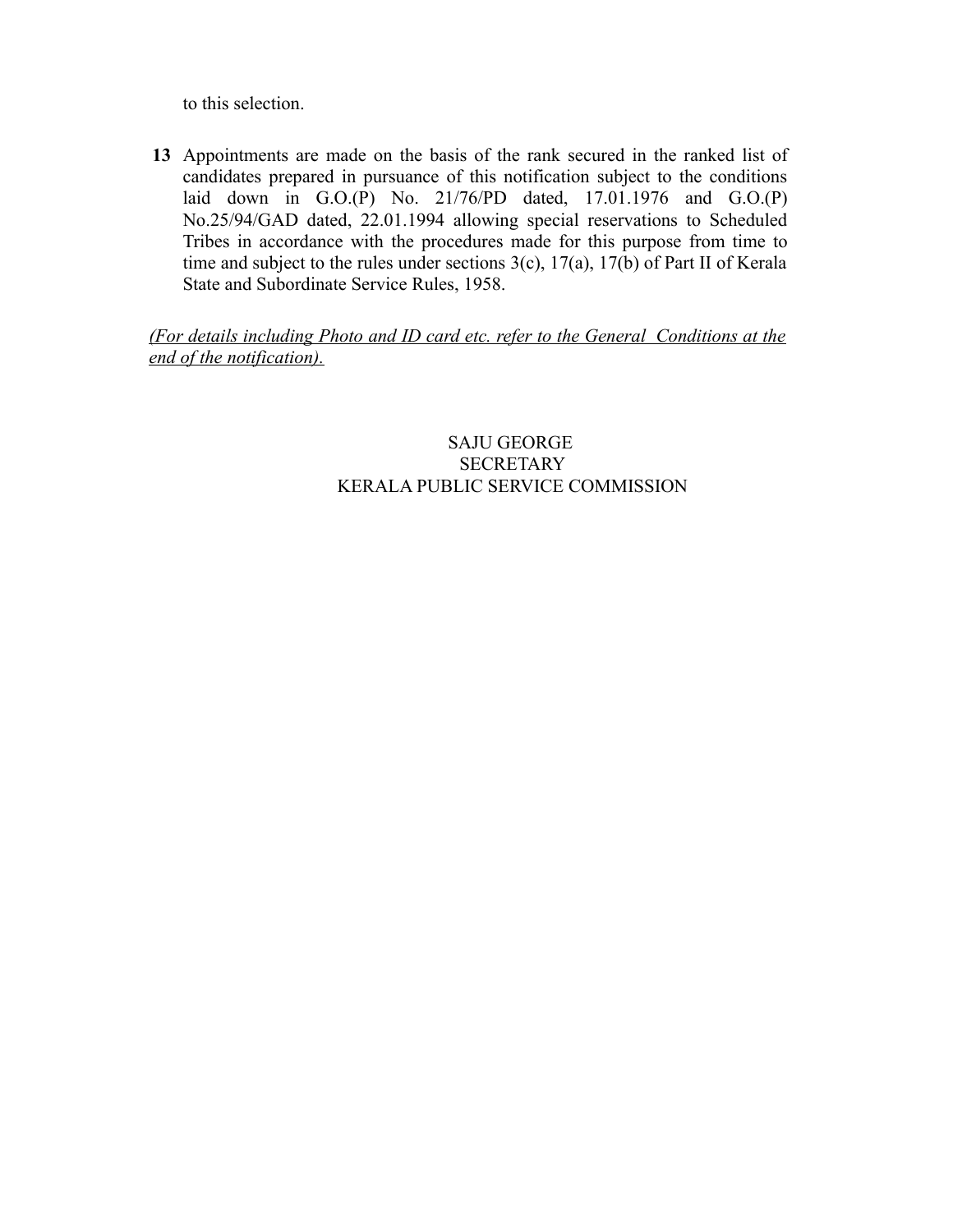to this selection.

**13** Appointments are made on the basis of the rank secured in the ranked list of candidates prepared in pursuance of this notification subject to the conditions laid down in G.O.(P) No. 21/76/PD dated, 17.01.1976 and G.O.(P) No.25/94/GAD dated, 22.01.1994 allowing special reservations to Scheduled Tribes in accordance with the procedures made for this purpose from time to time and subject to the rules under sections 3(c), 17(a), 17(b) of Part II of Kerala State and Subordinate Service Rules, 1958.

*(For details including Photo and ID card etc. refer to the General Conditions at the end of the notification).*

SAJU GEORGE
SECRETARY
KERALA PUBLIC SERVICE COMMISSION